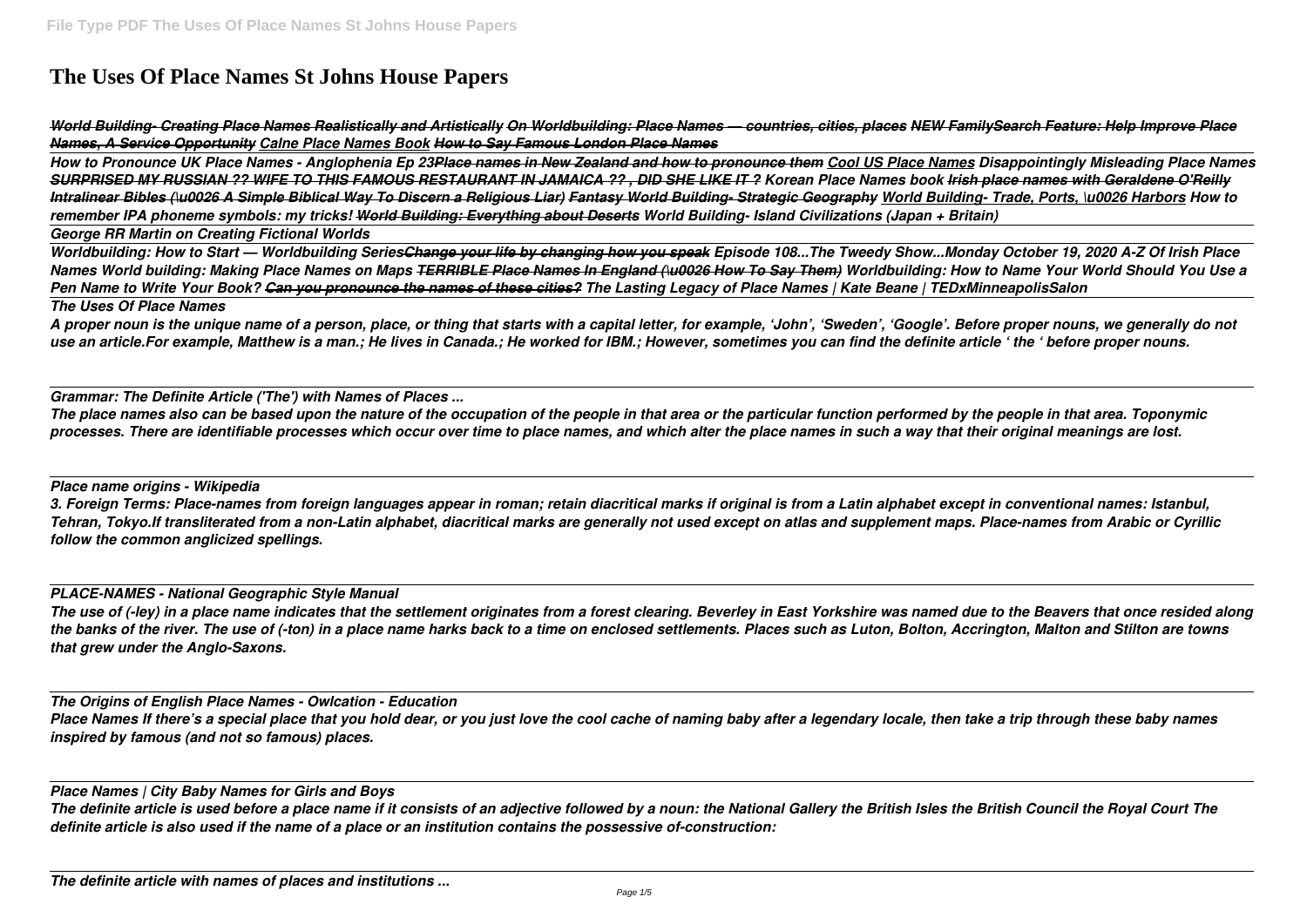# The Uses Of Place Names St Johns House Papers

***World Building- Creating Place Names Realistically and Artistically*** ***On Worldbuilding: Place Names — countries, cities, places*** ***NEW FamilySearch Feature: Help Improve Place Names, A Service Opportunity*** ***Calne Place Names Book*** ***How to Say Famous London Place Names***

***How to Pronounce UK Place Names - Anglophenia Ep 23*** ***Place names in New Zealand and how to pronounce them*** ***Cool US Place Names*** ***Disappointingly Misleading Place Names*** ***SURPRISED MY RUSSIAN ?? WIFE TO THIS FAMOUS RESTAURANT IN JAMAICA ?? , DID SHE LIKE IT ?*** ***Korean Place Names book*** ***Irish place names with Geraldene O'Reilly*** ***Intralinear Bibles (\u0026 A Simple Biblical Way To Discern a Religious Liar)*** ***Fantasy World Building- Strategic Geography*** ***World Building- Trade, Ports, \u0026 Harbors*** ***How to remember IPA phoneme symbols: my tricks!*** ***World Building: Everything about Deserts*** ***World Building- Island Civilizations (Japan + Britain)***

***George RR Martin on Creating Fictional Worlds***

***Worldbuilding: How to Start — Worldbuilding Series*** ***Change your life by changing how you speak*** ***Episode 108...The Tweedy Show...Monday October 19, 2020*** ***A-Z Of Irish Place Names*** ***World building: Making Place Names on Maps*** ***TERRIBLE Place Names In England (\u0026 How To Say Them)*** ***Worldbuilding: How to Name Your World*** ***Should You Use a Pen Name to Write Your Book?*** ***Can you pronounce the names of these cities?*** ***The Lasting Legacy of Place Names | Kate Beane | TEDxMinneapolisSalon***

***The Uses Of Place Names***

***A proper noun is the unique name of a person, place, or thing that starts with a capital letter, for example, 'John', 'Sweden', 'Google'. Before proper nouns, we generally do not use an article.For example, Matthew is a man.; He lives in Canada.; He worked for IBM.; However, sometimes you can find the definite article ' the ' before proper nouns.***

***Grammar: The Definite Article ('The') with Names of Places ...***

***The place names also can be based upon the nature of the occupation of the people in that area or the particular function performed by the people in that area. Toponymic processes. There are identifiable processes which occur over time to place names, and which alter the place names in such a way that their original meanings are lost.***

***Place name origins - Wikipedia***

***3. Foreign Terms: Place-names from foreign languages appear in roman; retain diacritical marks if original is from a Latin alphabet except in conventional names: Istanbul, Tehran, Tokyo.If transliterated from a non-Latin alphabet, diacritical marks are generally not used except on atlas and supplement maps. Place-names from Arabic or Cyrillic follow the common anglicized spellings.***

***PLACE-NAMES - National Geographic Style Manual***

***The use of (-ley) in a place name indicates that the settlement originates from a forest clearing. Beverley in East Yorkshire was named due to the Beavers that once resided along the banks of the river. The use of (-ton) in a place name harks back to a time on enclosed settlements. Places such as Luton, Bolton, Accrington, Malton and Stilton are towns that grew under the Anglo-Saxons.***

***The Origins of English Place Names - Owlcation - Education***

***Place Names If there's a special place that you hold dear, or you just love the cool cache of naming baby after a legendary locale, then take a trip through these baby names inspired by famous (and not so famous) places.***

***Place Names | City Baby Names for Girls and Boys***

***The definite article is used before a place name if it consists of an adjective followed by a noun: the National Gallery the British Isles the British Council the Royal Court The definite article is also used if the name of a place or an institution contains the possessive of-construction:***

***The definite article with names of places and institutions ...***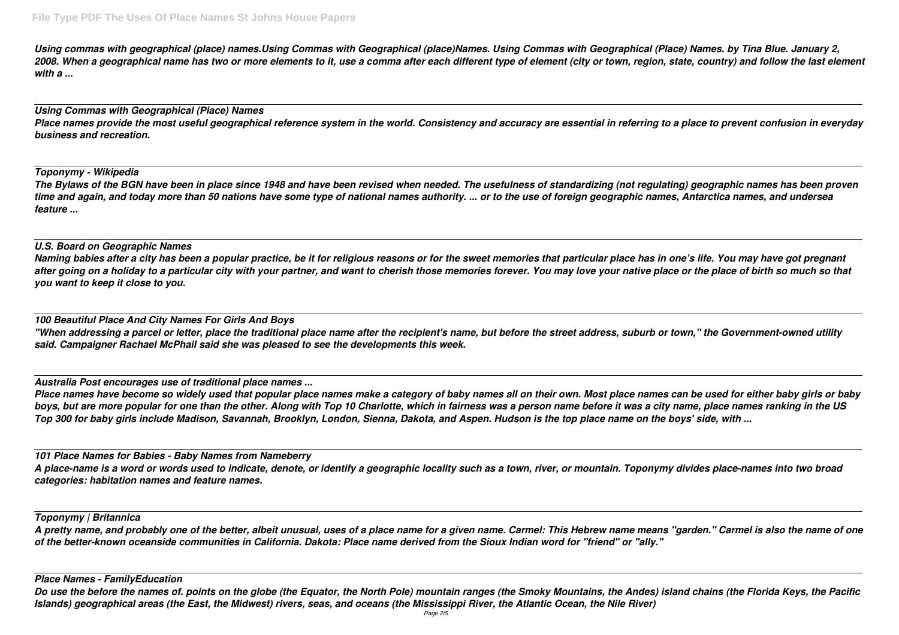*Using commas with geographical (place) names.Using Commas with Geographical (place)Names. Using Commas with Geographical (Place) Names. by Tina Blue. January 2, 2008. When a geographical name has two or more elements to it, use a comma after each different type of element (city or town, region, state, country) and follow the last element with a ...*

---

***Using Commas with Geographical (Place) Names***

*Place names provide the most useful geographical reference system in the world. Consistency and accuracy are essential in referring to a place to prevent confusion in everyday business and recreation.*

---

***Toponymy - Wikipedia***

*The Bylaws of the BGN have been in place since 1948 and have been revised when needed. The usefulness of standardizing (not regulating) geographic names has been proven time and again, and today more than 50 nations have some type of national names authority. ... or to the use of foreign geographic names, Antarctica names, and undersea feature ...*

---

***U.S. Board on Geographic Names***

*Naming babies after a city has been a popular practice, be it for religious reasons or for the sweet memories that particular place has in one's life. You may have got pregnant after going on a holiday to a particular city with your partner, and want to cherish those memories forever. You may love your native place or the place of birth so much so that you want to keep it close to you.*

---

***100 Beautiful Place And City Names For Girls And Boys***

*"When addressing a parcel or letter, place the traditional place name after the recipient's name, but before the street address, suburb or town," the Government-owned utility said. Campaigner Rachael McPhail said she was pleased to see the developments this week.*

---

***Australia Post encourages use of traditional place names ...***

*Place names have become so widely used that popular place names make a category of baby names all on their own. Most place names can be used for either baby girls or baby boys, but are more popular for one than the other. Along with Top 10 Charlotte, which in fairness was a person name before it was a city name, place names ranking in the US Top 300 for baby girls include Madison, Savannah, Brooklyn, London, Sienna, Dakota, and Aspen. Hudson is the top place name on the boys' side, with ...*

---

***101 Place Names for Babies - Baby Names from Nameberry***

*A place-name is a word or words used to indicate, denote, or identify a geographic locality such as a town, river, or mountain. Toponymy divides place-names into two broad categories: habitation names and feature names.*

---

***Toponymy | Britannica***

*A pretty name, and probably one of the better, albeit unusual, uses of a place name for a given name. Carmel: This Hebrew name means "garden." Carmel is also the name of one of the better-known oceanside communities in California. Dakota: Place name derived from the Sioux Indian word for "friend" or "ally."*

---

***Place Names - FamilyEducation***

*Do use the before the names of. points on the globe (the Equator, the North Pole) mountain ranges (the Smoky Mountains, the Andes) island chains (the Florida Keys, the Pacific Islands) geographical areas (the East, the Midwest) rivers, seas, and oceans (the Mississippi River, the Atlantic Ocean, the Nile River)*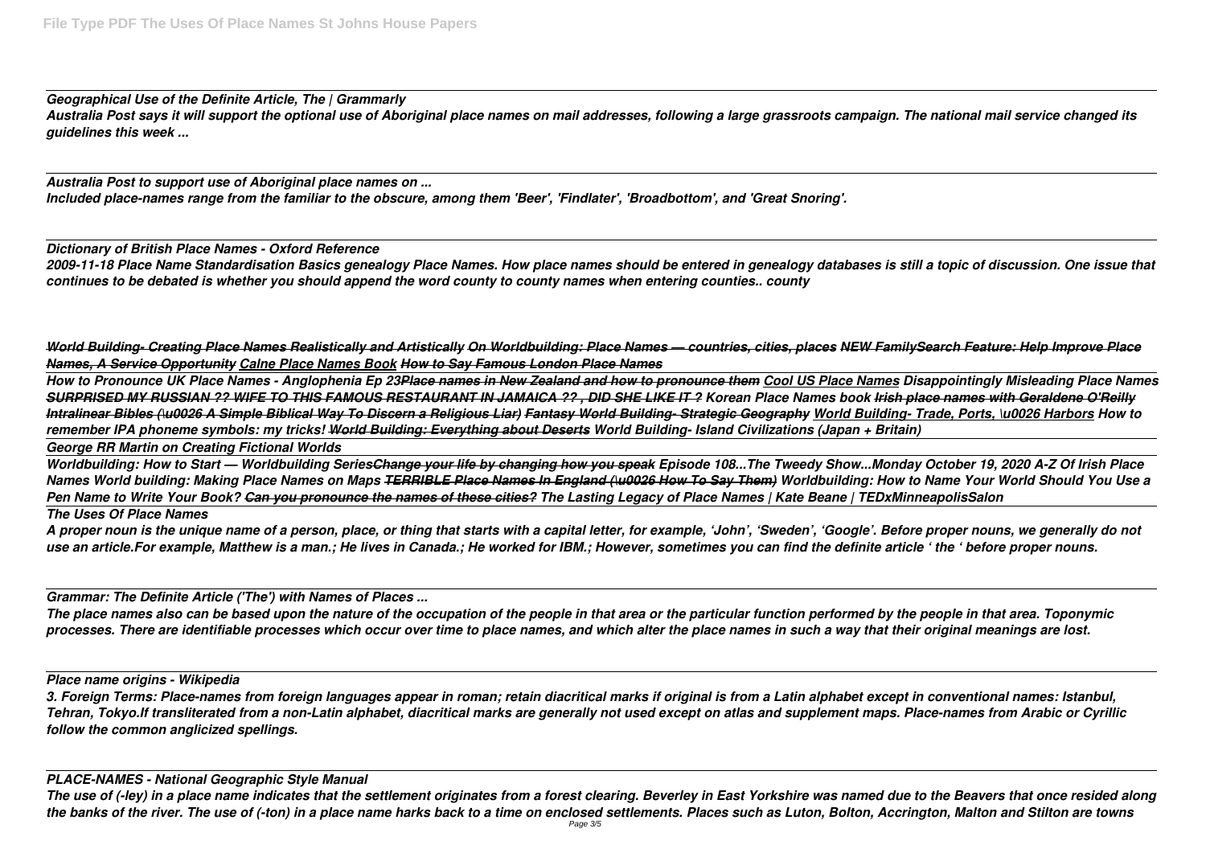*Geographical Use of the Definite Article, The | Grammarly*

*Australia Post says it will support the optional use of Aboriginal place names on mail addresses, following a large grassroots campaign. The national mail service changed its guidelines this week ...*

*Australia Post to support use of Aboriginal place names on ...*

*Included place-names range from the familiar to the obscure, among them 'Beer', 'Findlater', 'Broadbottom', and 'Great Snoring'.*

*Dictionary of British Place Names - Oxford Reference*

*2009-11-18 Place Name Standardisation Basics genealogy Place Names. How place names should be entered in genealogy databases is still a topic of discussion. One issue that continues to be debated is whether you should append the word county to county names when entering counties.. county*

*World Building- Creating Place Names Realistically and Artistically On Worldbuilding: Place Names — countries, cities, places NEW FamilySearch Feature: Help Improve Place Names, A Service Opportunity Calne Place Names Book How to Say Famous London Place Names*

*How to Pronounce UK Place Names - Anglophenia Ep 23Place names in New Zealand and how to pronounce them Cool US Place Names Disappointingly Misleading Place Names SURPRISED MY RUSSIAN ?? WIFE TO THIS FAMOUS RESTAURANT IN JAMAICA ?? , DID SHE LIKE IT ? Korean Place Names book Irish place names with Geraldene O'Reilly Intralinear Bibles (\u0026 A Simple Biblical Way To Discern a Religious Liar) Fantasy World Building- Strategic Geography World Building- Trade, Ports, \u0026 Harbors How to remember IPA phoneme symbols: my tricks! World Building: Everything about Deserts World Building- Island Civilizations (Japan + Britain)*

*George RR Martin on Creating Fictional Worlds*

*Worldbuilding: How to Start — Worldbuilding SeriesChange your life by changing how you speak Episode 108...The Tweedy Show...Monday October 19, 2020 A-Z Of Irish Place Names World building: Making Place Names on Maps TERRIBLE Place Names In England (\u0026 How To Say Them) Worldbuilding: How to Name Your World Should You Use a Pen Name to Write Your Book? Can you pronounce the names of these cities? The Lasting Legacy of Place Names | Kate Beane | TEDxMinneapolisSalon*

*The Uses Of Place Names*

*A proper noun is the unique name of a person, place, or thing that starts with a capital letter, for example, 'John', 'Sweden', 'Google'. Before proper nouns, we generally do not use an article.For example, Matthew is a man.; He lives in Canada.; He worked for IBM.; However, sometimes you can find the definite article ' the ' before proper nouns.*

*Grammar: The Definite Article ('The') with Names of Places ...*

*The place names also can be based upon the nature of the occupation of the people in that area or the particular function performed by the people in that area. Toponymic processes. There are identifiable processes which occur over time to place names, and which alter the place names in such a way that their original meanings are lost.*

*Place name origins - Wikipedia*

*3. Foreign Terms: Place-names from foreign languages appear in roman; retain diacritical marks if original is from a Latin alphabet except in conventional names: Istanbul, Tehran, Tokyo.If transliterated from a non-Latin alphabet, diacritical marks are generally not used except on atlas and supplement maps. Place-names from Arabic or Cyrillic follow the common anglicized spellings.*

*PLACE-NAMES - National Geographic Style Manual*

*The use of (-ley) in a place name indicates that the settlement originates from a forest clearing. Beverley in East Yorkshire was named due to the Beavers that once resided along the banks of the river. The use of (-ton) in a place name harks back to a time on enclosed settlements. Places such as Luton, Bolton, Accrington, Malton and Stilton are towns*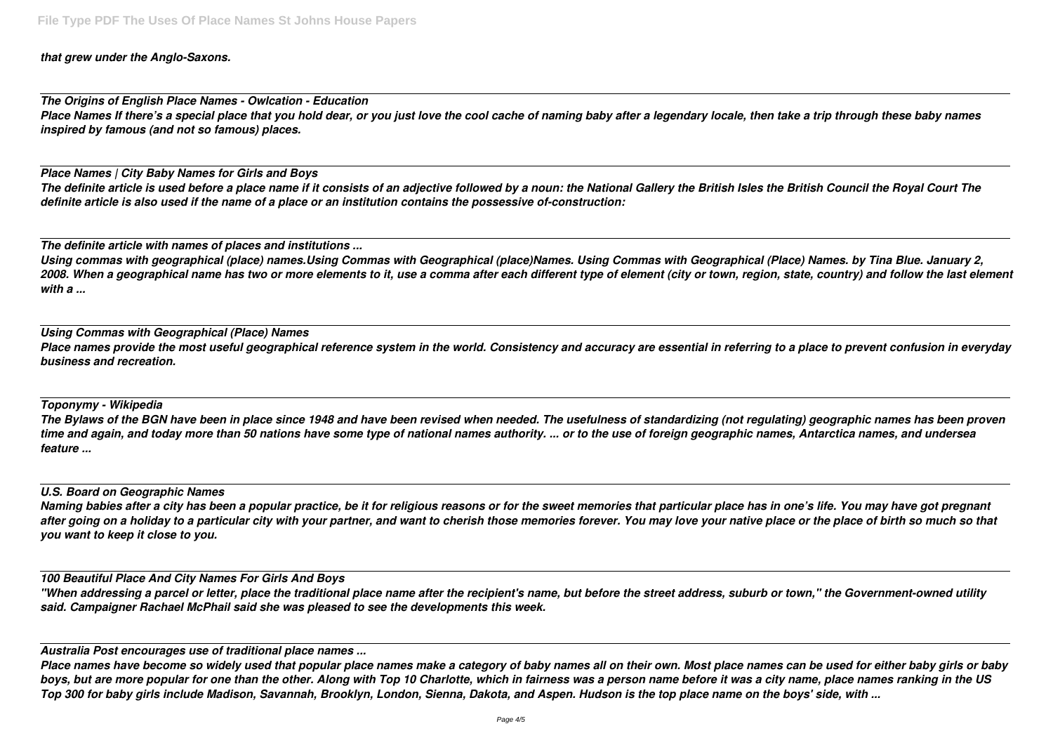*that grew under the Anglo-Saxons.*

***The Origins of English Place Names - Owlcation - Education***
*Place Names If there's a special place that you hold dear, or you just love the cool cache of naming baby after a legendary locale, then take a trip through these baby names inspired by famous (and not so famous) places.*

***Place Names | City Baby Names for Girls and Boys***
*The definite article is used before a place name if it consists of an adjective followed by a noun: the National Gallery the British Isles the British Council the Royal Court The definite article is also used if the name of a place or an institution contains the possessive of-construction:*

***The definite article with names of places and institutions ...***
*Using commas with geographical (place) names.Using Commas with Geographical (place)Names. Using Commas with Geographical (Place) Names. by Tina Blue. January 2, 2008. When a geographical name has two or more elements to it, use a comma after each different type of element (city or town, region, state, country) and follow the last element with a ...*

***Using Commas with Geographical (Place) Names***
*Place names provide the most useful geographical reference system in the world. Consistency and accuracy are essential in referring to a place to prevent confusion in everyday business and recreation.*

***Toponymy - Wikipedia***
*The Bylaws of the BGN have been in place since 1948 and have been revised when needed. The usefulness of standardizing (not regulating) geographic names has been proven time and again, and today more than 50 nations have some type of national names authority. ... or to the use of foreign geographic names, Antarctica names, and undersea feature ...*

***U.S. Board on Geographic Names***
*Naming babies after a city has been a popular practice, be it for religious reasons or for the sweet memories that particular place has in one's life. You may have got pregnant after going on a holiday to a particular city with your partner, and want to cherish those memories forever. You may love your native place or the place of birth so much so that you want to keep it close to you.*

***100 Beautiful Place And City Names For Girls And Boys***
*"When addressing a parcel or letter, place the traditional place name after the recipient's name, but before the street address, suburb or town," the Government-owned utility said. Campaigner Rachael McPhail said she was pleased to see the developments this week.*

***Australia Post encourages use of traditional place names ...***
*Place names have become so widely used that popular place names make a category of baby names all on their own. Most place names can be used for either baby girls or baby boys, but are more popular for one than the other. Along with Top 10 Charlotte, which in fairness was a person name before it was a city name, place names ranking in the US Top 300 for baby girls include Madison, Savannah, Brooklyn, London, Sienna, Dakota, and Aspen. Hudson is the top place name on the boys' side, with ...*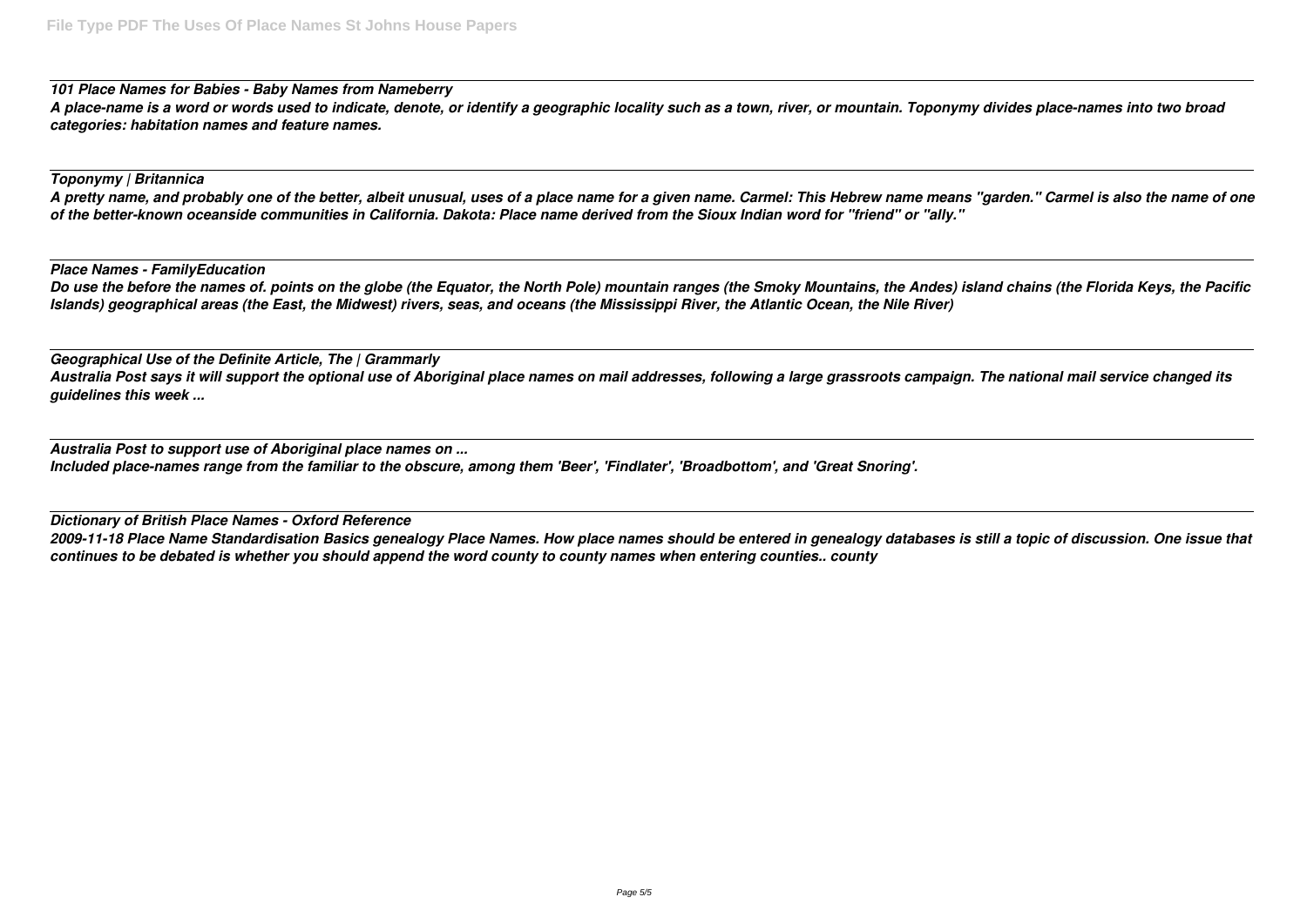*101 Place Names for Babies - Baby Names from Nameberry*
*A place-name is a word or words used to indicate, denote, or identify a geographic locality such as a town, river, or mountain. Toponymy divides place-names into two broad categories: habitation names and feature names.*

*Toponymy | Britannica*
*A pretty name, and probably one of the better, albeit unusual, uses of a place name for a given name. Carmel: This Hebrew name means "garden." Carmel is also the name of one of the better-known oceanside communities in California. Dakota: Place name derived from the Sioux Indian word for "friend" or "ally."*

*Place Names - FamilyEducation*
*Do use the before the names of. points on the globe (the Equator, the North Pole) mountain ranges (the Smoky Mountains, the Andes) island chains (the Florida Keys, the Pacific Islands) geographical areas (the East, the Midwest) rivers, seas, and oceans (the Mississippi River, the Atlantic Ocean, the Nile River)*

*Geographical Use of the Definite Article, The | Grammarly*
*Australia Post says it will support the optional use of Aboriginal place names on mail addresses, following a large grassroots campaign. The national mail service changed its guidelines this week ...*

*Australia Post to support use of Aboriginal place names on ...*
*Included place-names range from the familiar to the obscure, among them 'Beer', 'Findlater', 'Broadbottom', and 'Great Snoring'.*

*Dictionary of British Place Names - Oxford Reference*
*2009-11-18 Place Name Standardisation Basics genealogy Place Names. How place names should be entered in genealogy databases is still a topic of discussion. One issue that continues to be debated is whether you should append the word county to county names when entering counties.. county*